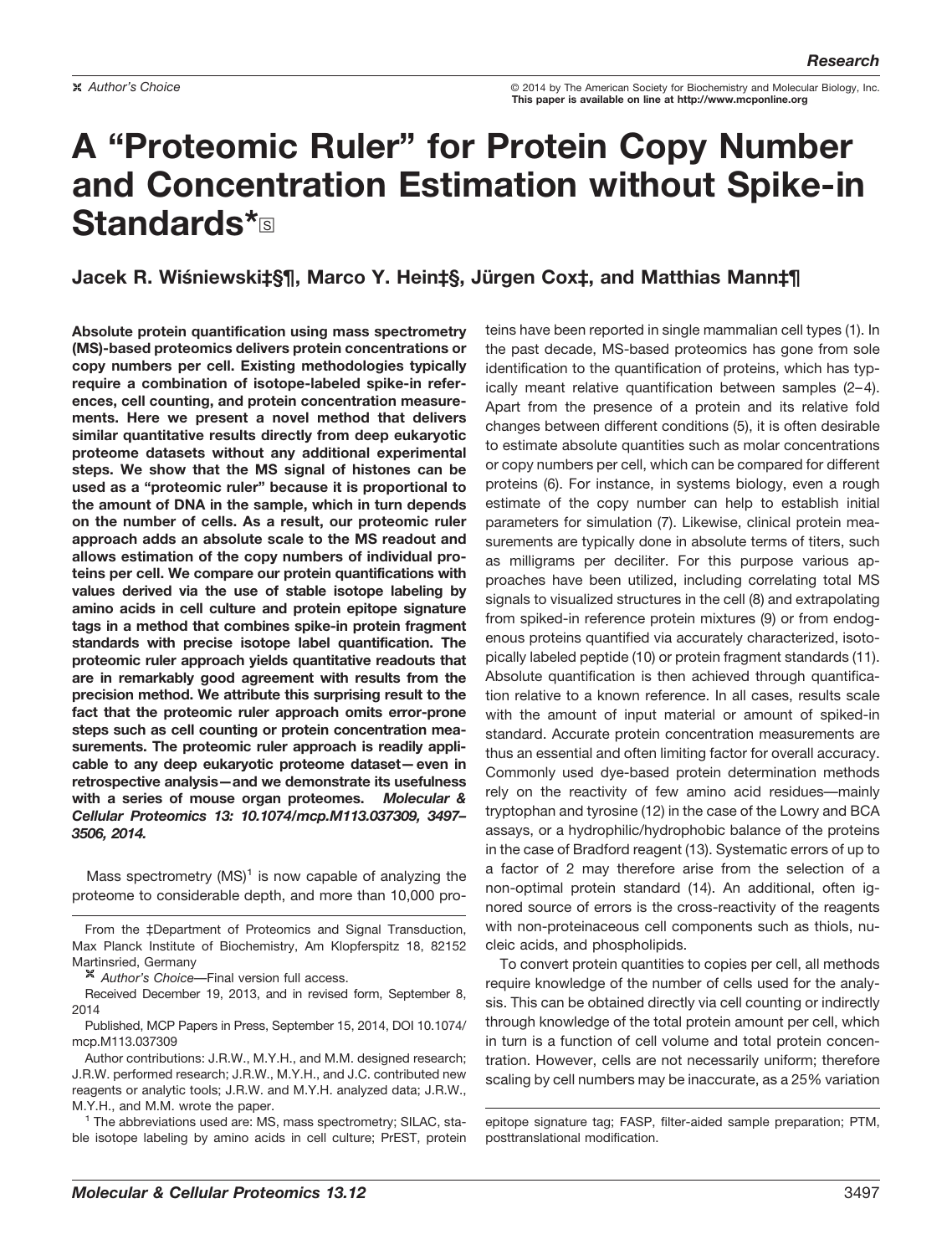# A "Proteomic Ruler" for Protein Copy Number and Concentration Estimation without Spike-in Standards*

**Jacek R. Wiśniewski‡§¶, Marco Y. Hein‡§, Jürgen Cox‡, and Matthias Mann‡¶**

**Absolute protein quantification using mass spectrometry (MS)-based proteomics delivers protein concentrations or copy numbers per cell. Existing methodologies typically require a combination of isotope-labeled spike-in references, cell counting, and protein concentration measurements. Here we present a novel method that delivers similar quantitative results directly from deep eukaryotic proteome datasets without any additional experimental steps. We show that the MS signal of histones can be used as a "proteomic ruler" because it is proportional to the amount of DNA in the sample, which in turn depends on the number of cells. As a result, our proteomic ruler approach adds an absolute scale to the MS readout and allows estimation of the copy numbers of individual proteins per cell. We compare our protein quantifications with values derived via the use of stable isotope labeling by amino acids in cell culture and protein epitope signature tags in a method that combines spike-in protein fragment standards with precise isotope label quantification. The proteomic ruler approach yields quantitative readouts that are in remarkably good agreement with results from the precision method. We attribute this surprising result to the fact that the proteomic ruler approach omits error-prone steps such as cell counting or protein concentration measurements. The proteomic ruler approach is readily applicable to any deep eukaryotic proteome dataset—even in retrospective analysis—and we demonstrate its usefulness with a series of mouse organ proteomes.** *Molecular & Cellular Proteomics 13: 10.1074/mcp.M113.037309, 3497–3506, 2014.*

Mass spectrometry (MS)[1] is now capable of analyzing the proteome to considerable depth, and more than 10,000 proteins have been reported in single mammalian cell types (1). In the past decade, MS-based proteomics has gone from sole identification to the quantification of proteins, which has typically meant relative quantification between samples (2–4). Apart from the presence of a protein and its relative fold changes between different conditions (5), it is often desirable to estimate absolute quantities such as molar concentrations or copy numbers per cell, which can be compared for different proteins (6). For instance, in systems biology, even a rough estimate of the copy number can help to establish initial parameters for simulation (7). Likewise, clinical protein measurements are typically done in absolute terms of titers, such as milligrams per deciliter. For this purpose various approaches have been utilized, including correlating total MS signals to visualized structures in the cell (8) and extrapolating from spiked-in reference protein mixtures (9) or from endogenous proteins quantified via accurately characterized, isotopically labeled peptide (10) or protein fragment standards (11). Absolute quantification is then achieved through quantification relative to a known reference. In all cases, results scale with the amount of input material or amount of spiked-in standard. Accurate protein concentration measurements are thus an essential and often limiting factor for overall accuracy. Commonly used dye-based protein determination methods rely on the reactivity of few amino acid residues—mainly tryptophan and tyrosine (12) in the case of the Lowry and BCA assays, or a hydrophilic/hydrophobic balance of the proteins in the case of Bradford reagent (13). Systematic errors of up to a factor of 2 may therefore arise from the selection of a non-optimal protein standard (14). An additional, often ignored source of errors is the cross-reactivity of the reagents with non-proteinaceous cell components such as thiols, nucleic acids, and phospholipids.

To convert protein quantities to copies per cell, all methods require knowledge of the number of cells used for the analysis. This can be obtained directly via cell counting or indirectly through knowledge of the total protein amount per cell, which in turn is a function of cell volume and total protein concentration. However, cells are not necessarily uniform; therefore scaling by cell numbers may be inaccurate, as a 25% variation

From the ‡Department of Proteomics and Signal Transduction, Max Planck Institute of Biochemistry, Am Klopferspitz 18, 82152 Martinsried, Germany

Author's Choice—Final version full access.

Received December 19, 2013, and in revised form, September 8, 2014

Published, MCP Papers in Press, September 15, 2014, DOI 10.1074/mcp.M113.037309

Author contributions: J.R.W., M.Y.H., and M.M. designed research; J.R.W. performed research; J.R.W., M.Y.H., and J.C. contributed new reagents or analytic tools; J.R.W. and M.Y.H. analyzed data; J.R.W., M.Y.H., and M.M. wrote the paper.

[1] The abbreviations used are: MS, mass spectrometry; SILAC, stable isotope labeling by amino acids in cell culture; PrEST, protein epitope signature tag; FASP, filter-aided sample preparation; PTM, posttranslational modification.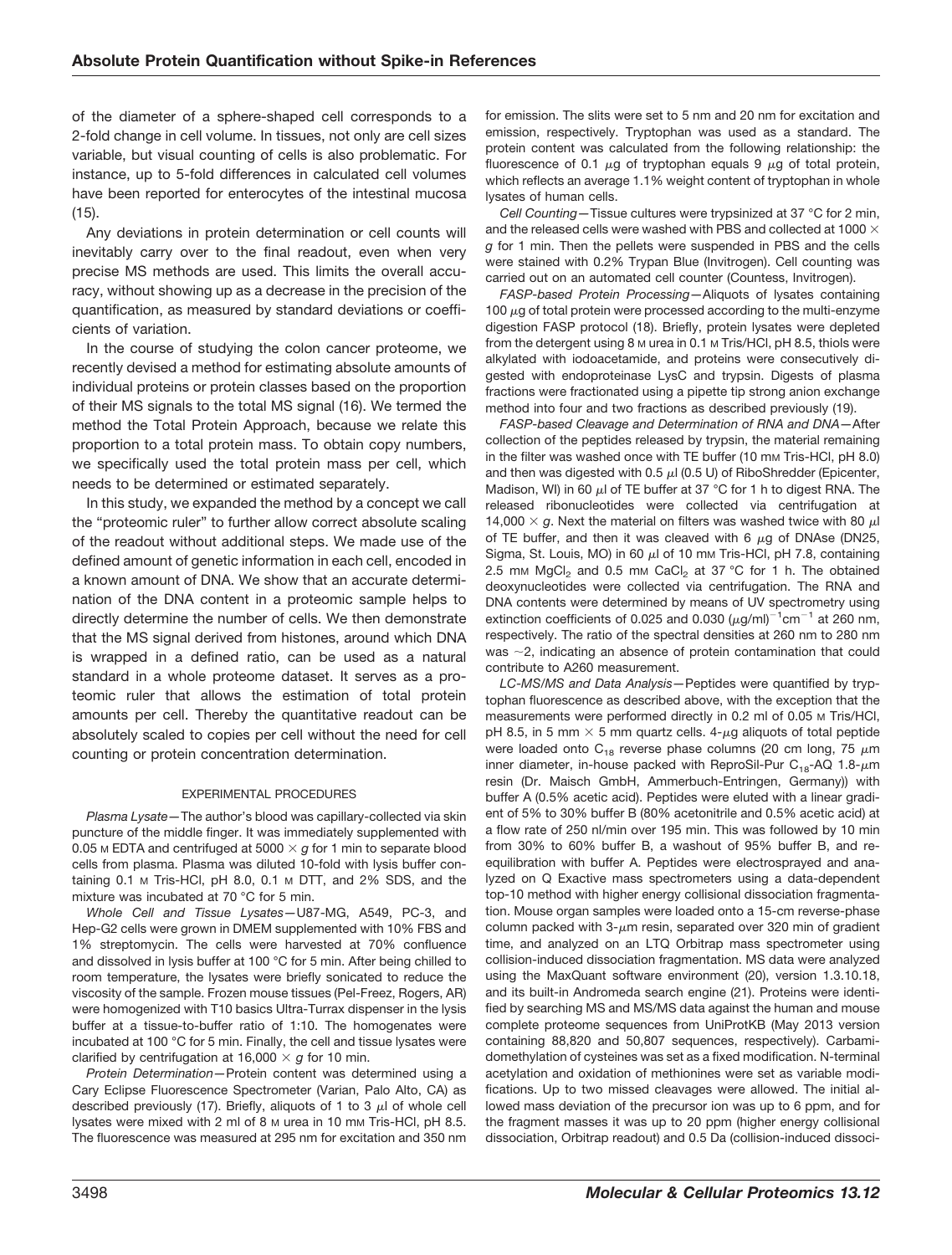of the diameter of a sphere-shaped cell corresponds to a 2-fold change in cell volume. In tissues, not only are cell sizes variable, but visual counting of cells is also problematic. For instance, up to 5-fold differences in calculated cell volumes have been reported for enterocytes of the intestinal mucosa (15).

Any deviations in protein determination or cell counts will inevitably carry over to the final readout, even when very precise MS methods are used. This limits the overall accuracy, without showing up as a decrease in the precision of the quantification, as measured by standard deviations or coefficients of variation.

In the course of studying the colon cancer proteome, we recently devised a method for estimating absolute amounts of individual proteins or protein classes based on the proportion of their MS signals to the total MS signal (16). We termed the method the Total Protein Approach, because we relate this proportion to a total protein mass. To obtain copy numbers, we specifically used the total protein mass per cell, which needs to be determined or estimated separately.

In this study, we expanded the method by a concept we call the "proteomic ruler" to further allow correct absolute scaling of the readout without additional steps. We made use of the defined amount of genetic information in each cell, encoded in a known amount of DNA. We show that an accurate determination of the DNA content in a proteomic sample helps to directly determine the number of cells. We then demonstrate that the MS signal derived from histones, around which DNA is wrapped in a defined ratio, can be used as a natural standard in a whole proteome dataset. It serves as a proteomic ruler that allows the estimation of total protein amounts per cell. Thereby the quantitative readout can be absolutely scaled to copies per cell without the need for cell counting or protein concentration determination.

## EXPERIMENTAL PROCEDURES

*Plasma Lysate*—The author's blood was capillary-collected via skin puncture of the middle finger. It was immediately supplemented with 0.05 M EDTA and centrifuged at 5000 × *g* for 1 min to separate blood cells from plasma. Plasma was diluted 10-fold with lysis buffer containing 0.1 M Tris-HCl, pH 8.0, 0.1 M DTT, and 2% SDS, and the mixture was incubated at 70 °C for 5 min.

*Whole Cell and Tissue Lysates*—U87-MG, A549, PC-3, and Hep-G2 cells were grown in DMEM supplemented with 10% FBS and 1% streptomycin. The cells were harvested at 70% confluence and dissolved in lysis buffer at 100 °C for 5 min. After being chilled to room temperature, the lysates were briefly sonicated to reduce the viscosity of the sample. Frozen mouse tissues (Pel-Freez, Rogers, AR) were homogenized with T10 basics Ultra-Turrax dispenser in the lysis buffer at a tissue-to-buffer ratio of 1:10. The homogenates were incubated at 100 °C for 5 min. Finally, the cell and tissue lysates were clarified by centrifugation at 16,000 × *g* for 10 min.

*Protein Determination*—Protein content was determined using a Cary Eclipse Fluorescence Spectrometer (Varian, Palo Alto, CA) as described previously (17). Briefly, aliquots of 1 to 3 μl of whole cell lysates were mixed with 2 ml of 8 M urea in 10 mM Tris-HCl, pH 8.5. The fluorescence was measured at 295 nm for excitation and 350 nm for emission. The slits were set to 5 nm and 20 nm for excitation and emission, respectively. Tryptophan was used as a standard. The protein content was calculated from the following relationship: the fluorescence of 0.1 μg of tryptophan equals 9 μg of total protein, which reflects an average 1.1% weight content of tryptophan in whole lysates of human cells.

*Cell Counting*—Tissue cultures were trypsinized at 37 °C for 2 min, and the released cells were washed with PBS and collected at 1000 × *g* for 1 min. Then the pellets were suspended in PBS and the cells were stained with 0.2% Trypan Blue (Invitrogen). Cell counting was carried out on an automated cell counter (Countess, Invitrogen).

*FASP-based Protein Processing*—Aliquots of lysates containing 100 μg of total protein were processed according to the multi-enzyme digestion FASP protocol (18). Briefly, protein lysates were depleted from the detergent using 8 M urea in 0.1 M Tris/HCl, pH 8.5, thiols were alkylated with iodoacetamide, and proteins were consecutively digested with endoproteinase LysC and trypsin. Digests of plasma fractions were fractionated using a pipette tip strong anion exchange method into four and two fractions as described previously (19).

*FASP-based Cleavage and Determination of RNA and DNA*—After collection of the peptides released by trypsin, the material remaining in the filter was washed once with TE buffer (10 mM Tris-HCl, pH 8.0) and then was digested with 0.5 μl (0.5 U) of RiboShredder (Epicenter, Madison, WI) in 60 μl of TE buffer at 37 °C for 1 h to digest RNA. The released ribonucleotides were collected via centrifugation at 14,000 × *g*. Next the material on filters was washed twice with 80 μl of TE buffer, and then it was cleaved with 6 μg of DNAse (DN25, Sigma, St. Louis, MO) in 60 μl of 10 mM Tris-HCl, pH 7.8, containing 2.5 mM $MgCl_2$ and 0.5 mM $CaCl_2$ at 37 °C for 1 h. The obtained deoxynucleotides were collected via centrifugation. The RNA and DNA contents were determined by means of UV spectrometry using extinction coefficients of 0.025 and 0.030 $(\mu g/ml)^{-1}cm^{-1}$ at 260 nm, respectively. The ratio of the spectral densities at 260 nm to 280 nm was ~2, indicating an absence of protein contamination that could contribute to A260 measurement.

*LC-MS/MS and Data Analysis*—Peptides were quantified by tryptophan fluorescence as described above, with the exception that the measurements were performed directly in 0.2 ml of 0.05 M Tris/HCl, pH 8.5, in 5 mm × 5 mm quartz cells. 4-μg aliquots of total peptide were loaded onto $C_{18}$ reverse phase columns (20 cm long, 75 μm inner diameter, in-house packed with ReproSil-Pur $C_{18}$-AQ 1.8-μm resin (Dr. Maisch GmbH, Ammerbuch-Entringen, Germany)) with buffer A (0.5% acetic acid). Peptides were eluted with a linear gradient of 5% to 30% buffer B (80% acetonitrile and 0.5% acetic acid) at a flow rate of 250 nl/min over 195 min. This was followed by 10 min from 30% to 60% buffer B, a washout of 95% buffer B, and re-equilibration with buffer A. Peptides were electrosprayed and analyzed on Q Exactive mass spectrometers using a data-dependent top-10 method with higher energy collisional dissociation fragmentation. Mouse organ samples were loaded onto a 15-cm reverse-phase column packed with 3-μm resin, separated over 320 min of gradient time, and analyzed on an LTQ Orbitrap mass spectrometer using collision-induced dissociation fragmentation. MS data were analyzed using the MaxQuant software environment (20), version 1.3.10.18, and its built-in Andromeda search engine (21). Proteins were identified by searching MS and MS/MS data against the human and mouse complete proteome sequences from UniProtKB (May 2013 version containing 88,820 and 50,807 sequences, respectively). Carbamidomethylation of cysteines was set as a fixed modification. N-terminal acetylation and oxidation of methionines were set as variable modifications. Up to two missed cleavages were allowed. The initial allowed mass deviation of the precursor ion was up to 6 ppm, and for the fragment masses it was up to 20 ppm (higher energy collisional dissociation, Orbitrap readout) and 0.5 Da (collision-induced dissoci-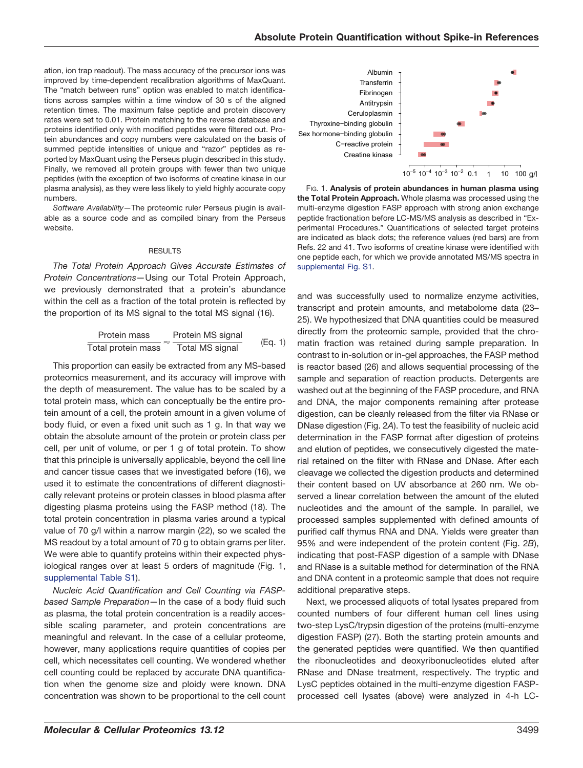ation, ion trap readout). The mass accuracy of the precursor ions was improved by time-dependent recalibration algorithms of MaxQuant. The "match between runs" option was enabled to match identifications across samples within a time window of 30 s of the aligned retention times. The maximum false peptide and protein discovery rates were set to 0.01. Protein matching to the reverse database and proteins identified only with modified peptides were filtered out. Protein abundances and copy numbers were calculated on the basis of summed peptide intensities of unique and "razor" peptides as reported by MaxQuant using the Perseus plugin described in this study. Finally, we removed all protein groups with fewer than two unique peptides (with the exception of two isoforms of creatine kinase in our plasma analysis), as they were less likely to yield highly accurate copy numbers.

*Software Availability*—The proteomic ruler Perseus plugin is available as a source code and as compiled binary from the Perseus website.

## RESULTS

*The Total Protein Approach Gives Accurate Estimates of Protein Concentrations*—Using our Total Protein Approach, we previously demonstrated that a protein's abundance within the cell as a fraction of the total protein is reflected by the proportion of its MS signal to the total MS signal (16).

$$\frac{\text{Protein mass}}{\text{Total protein mass}} \approx \frac{\text{Protein MS signal}}{\text{Total MS signal}} \qquad \text{(Eq. 1)}$$

This proportion can easily be extracted from any MS-based proteomics measurement, and its accuracy will improve with the depth of measurement. The value has to be scaled by a total protein mass, which can conceptually be the entire protein amount of a cell, the protein amount in a given volume of body fluid, or even a fixed unit such as 1 g. In that way we obtain the absolute amount of the protein or protein class per cell, per unit of volume, or per 1 g of total protein. To show that this principle is universally applicable, beyond the cell line and cancer tissue cases that we investigated before (16), we used it to estimate the concentrations of different diagnostically relevant proteins or protein classes in blood plasma after digesting plasma proteins using the FASP method (18). The total protein concentration in plasma varies around a typical value of 70 g/l within a narrow margin (22), so we scaled the MS readout by a total amount of 70 g to obtain grams per liter. We were able to quantify proteins within their expected physiological ranges over at least 5 orders of magnitude (Fig. 1, supplemental Table S1).

*Nucleic Acid Quantification and Cell Counting via FASP-based Sample Preparation*—In the case of a body fluid such as plasma, the total protein concentration is a readily accessible scaling parameter, and protein concentrations are meaningful and relevant. In the case of a cellular proteome, however, many applications require quantities of copies per cell, which necessitates cell counting. We wondered whether cell counting could be replaced by accurate DNA quantification when the genome size and ploidy were known. DNA concentration was shown to be proportional to the cell count

**Fig. 1. Analysis of protein abundances in human plasma using the Total Protein Approach.** Whole plasma was processed using the multi-enzyme digestion FASP approach with strong anion exchange peptide fractionation before LC-MS/MS analysis as described in "Experimental Procedures." Quantifications of selected target proteins are indicated as black dots; the reference values (red bars) are from Refs. 22 and 41. Two isoforms of creatine kinase were identified with one peptide each, for which we provide annotated MS/MS spectra in supplemental Fig. S1.

and was successfully used to normalize enzyme activities, transcript and protein amounts, and metabolome data (23–25). We hypothesized that DNA quantities could be measured directly from the proteomic sample, provided that the chromatin fraction was retained during sample preparation. In contrast to in-solution or in-gel approaches, the FASP method is reactor based (26) and allows sequential processing of the sample and separation of reaction products. Detergents are washed out at the beginning of the FASP procedure, and RNA and DNA, the major components remaining after protease digestion, can be cleanly released from the filter via RNase or DNase digestion (Fig. 2*A*). To test the feasibility of nucleic acid determination in the FASP format after digestion of proteins and elution of peptides, we consecutively digested the material retained on the filter with RNase and DNase. After each cleavage we collected the digestion products and determined their content based on UV absorbance at 260 nm. We observed a linear correlation between the amount of the eluted nucleotides and the amount of the sample. In parallel, we processed samples supplemented with defined amounts of purified calf thymus RNA and DNA. Yields were greater than 95% and were independent of the protein content (Fig. 2*B*), indicating that post-FASP digestion of a sample with DNase and RNase is a suitable method for determination of the RNA and DNA content in a proteomic sample that does not require additional preparative steps.

Next, we processed aliquots of total lysates prepared from counted numbers of four different human cell lines using two-step LysC/trypsin digestion of the proteins (multi-enzyme digestion FASP) (27). Both the starting protein amounts and the generated peptides were quantified. We then quantified the ribonucleotides and deoxyribonucleotides after RNase and DNase treatment, respectively. The tryptic and LysC peptides obtained in the multi-enzyme digestion FASP-processed cell lysates (above) were analyzed in 4-h LC-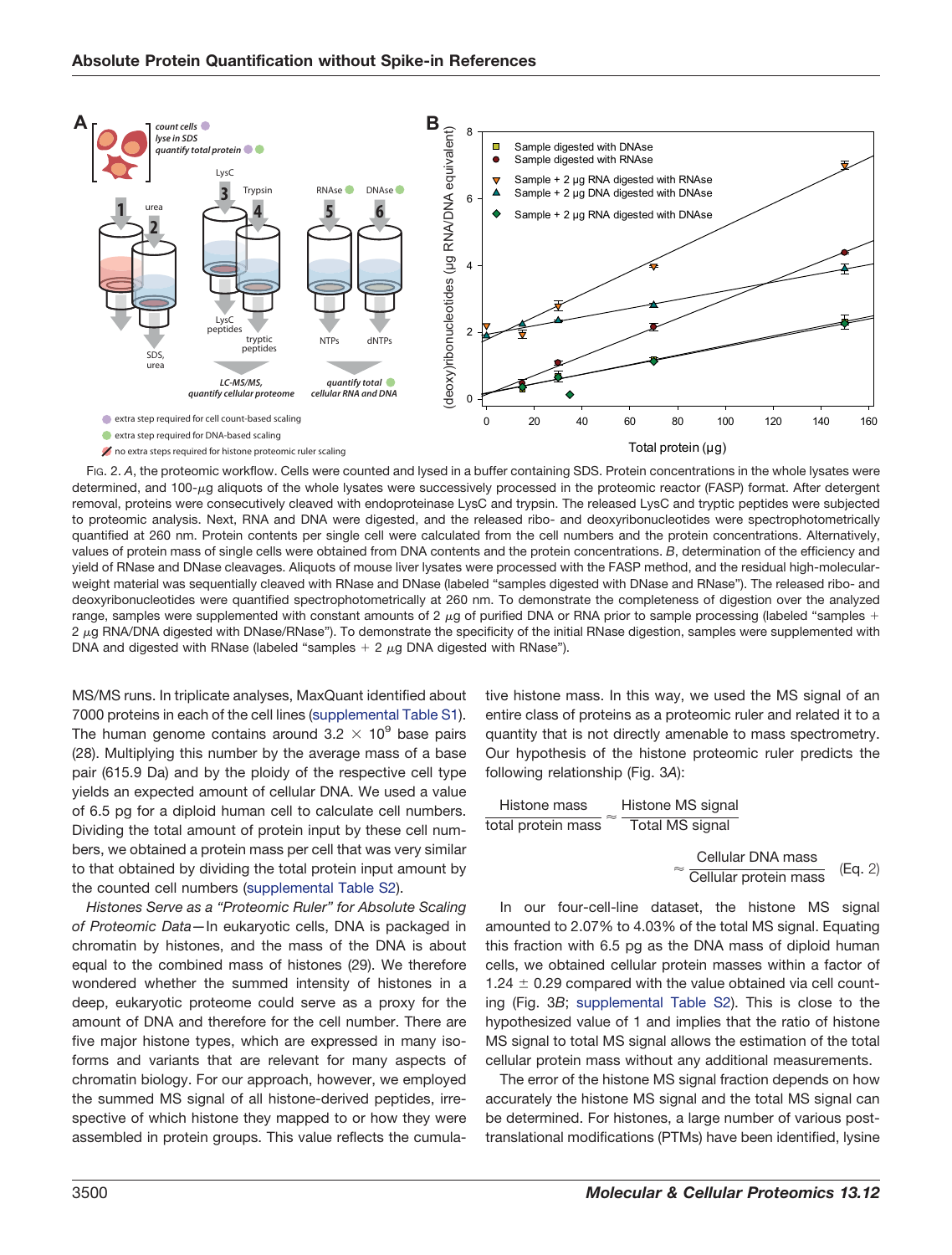FIG. 2. *A*, the proteomic workflow. Cells were counted and lysed in a buffer containing SDS. Protein concentrations in the whole lysates were determined, and 100-$\mu$g aliquots of the whole lysates were successively processed in the proteomic reactor (FASP) format. After detergent removal, proteins were consecutively cleaved with endoproteinase LysC and trypsin. The released LysC and tryptic peptides were subjected to proteomic analysis. Next, RNA and DNA were digested, and the released ribo- and deoxyribonucleotides were spectrophotometrically quantified at 260 nm. Protein contents per single cell were calculated from the cell numbers and the protein concentrations. Alternatively, values of protein mass of single cells were obtained from DNA contents and the protein concentrations. *B*, determination of the efficiency and yield of RNase and DNase cleavages. Aliquots of mouse liver lysates were processed with the FASP method, and the residual high-molecular-weight material was sequentially cleaved with RNase and DNase (labeled "samples digested with DNase and RNase"). The released ribo- and deoxyribonucleotides were quantified spectrophotometrically at 260 nm. To demonstrate the completeness of digestion over the analyzed range, samples were supplemented with constant amounts of 2 $\mu$g of purified DNA or RNA prior to sample processing (labeled "samples + 2 $\mu$g RNA/DNA digested with DNase/RNase"). To demonstrate the specificity of the initial RNase digestion, samples were supplemented with DNA and digested with RNase (labeled "samples + 2 $\mu$g DNA digested with RNase").

MS/MS runs. In triplicate analyses, MaxQuant identified about 7000 proteins in each of the cell lines (supplemental Table S1). The human genome contains around $3.2 \times 10^9$ base pairs (28). Multiplying this number by the average mass of a base pair (615.9 Da) and by the ploidy of the respective cell type yields an expected amount of cellular DNA. We used a value of 6.5 pg for a diploid human cell to calculate cell numbers. Dividing the total amount of protein input by these cell numbers, we obtained a protein mass per cell that was very similar to that obtained by dividing the total protein input amount by the counted cell numbers (supplemental Table S2).

*Histones Serve as a "Proteomic Ruler" for Absolute Scaling of Proteomic Data*—In eukaryotic cells, DNA is packaged in chromatin by histones, and the mass of the DNA is about equal to the combined mass of histones (29). We therefore wondered whether the summed intensity of histones in a deep, eukaryotic proteome could serve as a proxy for the amount of DNA and therefore for the cell number. There are five major histone types, which are expressed in many isoforms and variants that are relevant for many aspects of chromatin biology. For our approach, however, we employed the summed MS signal of all histone-derived peptides, irrespective of which histone they mapped to or how they were assembled in protein groups. This value reflects the cumulative histone mass. In this way, we used the MS signal of an entire class of proteins as a proteomic ruler and related it to a quantity that is not directly amenable to mass spectrometry. Our hypothesis of the histone proteomic ruler predicts the following relationship (Fig. 3*A*):

$$\frac{\text{Histone mass}}{\text{total protein mass}} \approx \frac{\text{Histone MS signal}}{\text{Total MS signal}} \approx \frac{\text{Cellular DNA mass}}{\text{Cellular protein mass}} \quad \text{(Eq. 2)}$$

In our four-cell-line dataset, the histone MS signal amounted to 2.07% to 4.03% of the total MS signal. Equating this fraction with 6.5 pg as the DNA mass of diploid human cells, we obtained cellular protein masses within a factor of $1.24 \pm 0.29$ compared with the value obtained via cell counting (Fig. 3*B*; supplemental Table S2). This is close to the hypothesized value of 1 and implies that the ratio of histone MS signal to total MS signal allows the estimation of the total cellular protein mass without any additional measurements.

The error of the histone MS signal fraction depends on how accurately the histone MS signal and the total MS signal can be determined. For histones, a large number of various post-translational modifications (PTMs) have been identified, lysine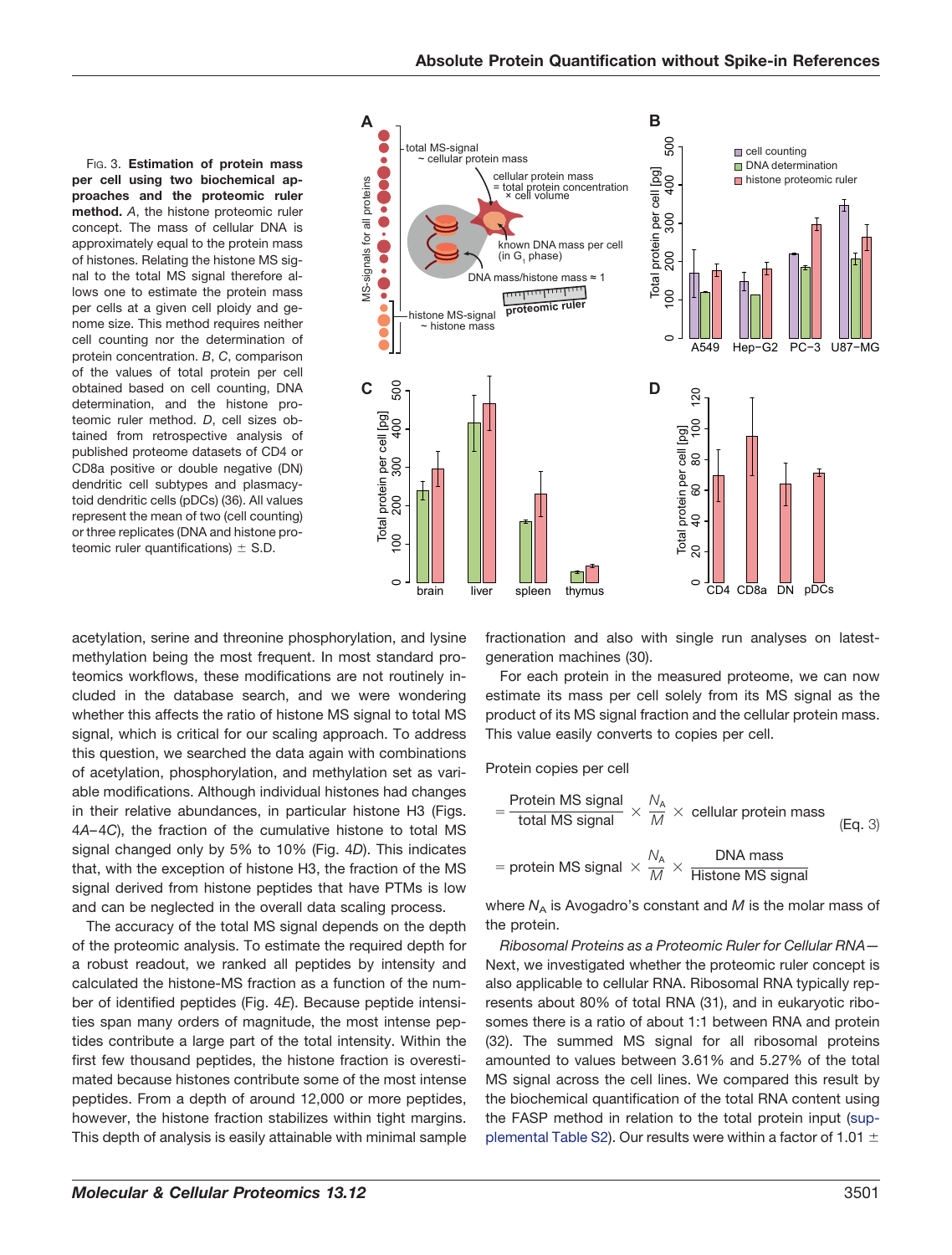FIG. 3. **Estimation of protein mass per cell using two biochemical approaches and the proteomic ruler method.** *A*, the histone proteomic ruler concept. The mass of cellular DNA is approximately equal to the protein mass of histones. Relating the histone MS signal to the total MS signal therefore allows one to estimate the protein mass per cells at a given cell ploidy and genome size. This method requires neither cell counting nor the determination of protein concentration. *B*, *C*, comparison of the values of total protein per cell obtained based on cell counting, DNA determination, and the histone proteomic ruler method. *D*, cell sizes obtained from retrospective analysis of published proteome datasets of CD4 or CD8a positive or double negative (DN) dendritic cell subtypes and plasmacytoid dendritic cells (pDCs) (36). All values represent the mean of two (cell counting) or three replicates (DNA and histone proteomic ruler quantifications) ± S.D.

acetylation, serine and threonine phosphorylation, and lysine methylation being the most frequent. In most standard proteomics workflows, these modifications are not routinely included in the database search, and we were wondering whether this affects the ratio of histone MS signal to total MS signal, which is critical for our scaling approach. To address this question, we searched the data again with combinations of acetylation, phosphorylation, and methylation set as variable modifications. Although individual histones had changes in their relative abundances, in particular histone H3 (Figs. 4*A*–4*C*), the fraction of the cumulative histone to total MS signal changed only by 5% to 10% (Fig. 4*D*). This indicates that, with the exception of histone H3, the fraction of the MS signal derived from histone peptides that have PTMs is low and can be neglected in the overall data scaling process.

The accuracy of the total MS signal depends on the depth of the proteomic analysis. To estimate the required depth for a robust readout, we ranked all peptides by intensity and calculated the histone-MS fraction as a function of the number of identified peptides (Fig. 4*E*). Because peptide intensities span many orders of magnitude, the most intense peptides contribute a large part of the total intensity. Within the first few thousand peptides, the histone fraction is overestimated because histones contribute some of the most intense peptides. From a depth of around 12,000 or more peptides, however, the histone fraction stabilizes within tight margins. This depth of analysis is easily attainable with minimal sample fractionation and also with single run analyses on latest-generation machines (30).

For each protein in the measured proteome, we can now estimate its mass per cell solely from its MS signal as the product of its MS signal fraction and the cellular protein mass. This value easily converts to copies per cell.

Protein copies per cell

$$= \frac{\text{Protein MS signal}}{\text{total MS signal}} \times \frac{N_A}{M} \times \text{cellular protein mass} \qquad \text{(Eq. 3)}$$

$$= \text{protein MS signal} \times \frac{N_A}{M} \times \frac{\text{DNA mass}}{\text{Histone MS signal}}$$

where $N_A$ is Avogadro's constant and $M$ is the molar mass of the protein.

*Ribosomal Proteins as a Proteomic Ruler for Cellular RNA*—Next, we investigated whether the proteomic ruler concept is also applicable to cellular RNA. Ribosomal RNA typically represents about 80% of total RNA (31), and in eukaryotic ribosomes there is a ratio of about 1:1 between RNA and protein (32). The summed MS signal for all ribosomal proteins amounted to values between 3.61% and 5.27% of the total MS signal across the cell lines. We compared this result by the biochemical quantification of the total RNA content using the FASP method in relation to the total protein input (supplemental Table S2). Our results were within a factor of 1.01 ±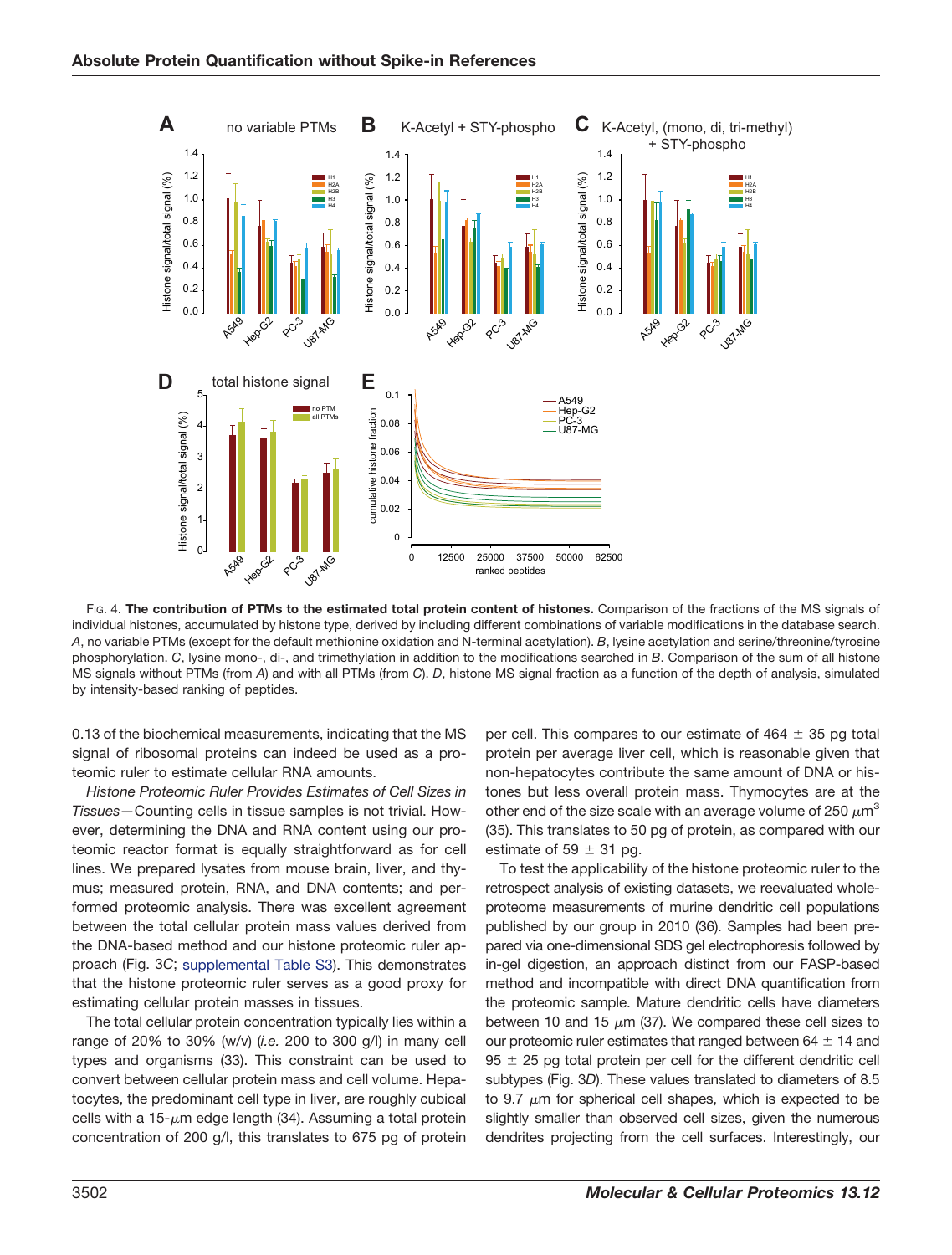FIG. 4. **The contribution of PTMs to the estimated total protein content of histones.** Comparison of the fractions of the MS signals of individual histones, accumulated by histone type, derived by including different combinations of variable modifications in the database search. *A*, no variable PTMs (except for the default methionine oxidation and N-terminal acetylation). *B*, lysine acetylation and serine/threonine/tyrosine phosphorylation. *C*, lysine mono-, di-, and trimethylation in addition to the modifications searched in *B*. Comparison of the sum of all histone MS signals without PTMs (from *A*) and with all PTMs (from *C*). *D*, histone MS signal fraction as a function of the depth of analysis, simulated by intensity-based ranking of peptides.

0.13 of the biochemical measurements, indicating that the MS signal of ribosomal proteins can indeed be used as a proteomic ruler to estimate cellular RNA amounts.

*Histone Proteomic Ruler Provides Estimates of Cell Sizes in Tissues*—Counting cells in tissue samples is not trivial. However, determining the DNA and RNA content using our proteomic reactor format is equally straightforward as for cell lines. We prepared lysates from mouse brain, liver, and thymus; measured protein, RNA, and DNA contents; and performed proteomic analysis. There was excellent agreement between the total cellular protein mass values derived from the DNA-based method and our histone proteomic ruler approach (Fig. 3*C*; supplemental Table S3). This demonstrates that the histone proteomic ruler serves as a good proxy for estimating cellular protein masses in tissues.

The total cellular protein concentration typically lies within a range of 20% to 30% (w/v) (*i.e.* 200 to 300 g/l) in many cell types and organisms (33). This constraint can be used to convert between cellular protein mass and cell volume. Hepatocytes, the predominant cell type in liver, are roughly cubical cells with a 15-$\mu$m edge length (34). Assuming a total protein concentration of 200 g/l, this translates to 675 pg of protein per cell. This compares to our estimate of 464 $\pm$ 35 pg total protein per average liver cell, which is reasonable given that non-hepatocytes contribute the same amount of DNA or histones but less overall protein mass. Thymocytes are at the other end of the size scale with an average volume of 250 $\mu m^3$ (35). This translates to 50 pg of protein, as compared with our estimate of 59 $\pm$ 31 pg.

To test the applicability of the histone proteomic ruler to the retrospect analysis of existing datasets, we reevaluated whole-proteome measurements of murine dendritic cell populations published by our group in 2010 (36). Samples had been prepared via one-dimensional SDS gel electrophoresis followed by in-gel digestion, an approach distinct from our FASP-based method and incompatible with direct DNA quantification from the proteomic sample. Mature dendritic cells have diameters between 10 and 15 $\mu$m (37). We compared these cell sizes to our proteomic ruler estimates that ranged between 64 $\pm$ 14 and 95 $\pm$ 25 pg total protein per cell for the different dendritic cell subtypes (Fig. 3*D*). These values translated to diameters of 8.5 to 9.7 $\mu$m for spherical cell shapes, which is expected to be slightly smaller than observed cell sizes, given the numerous dendrites projecting from the cell surfaces. Interestingly, our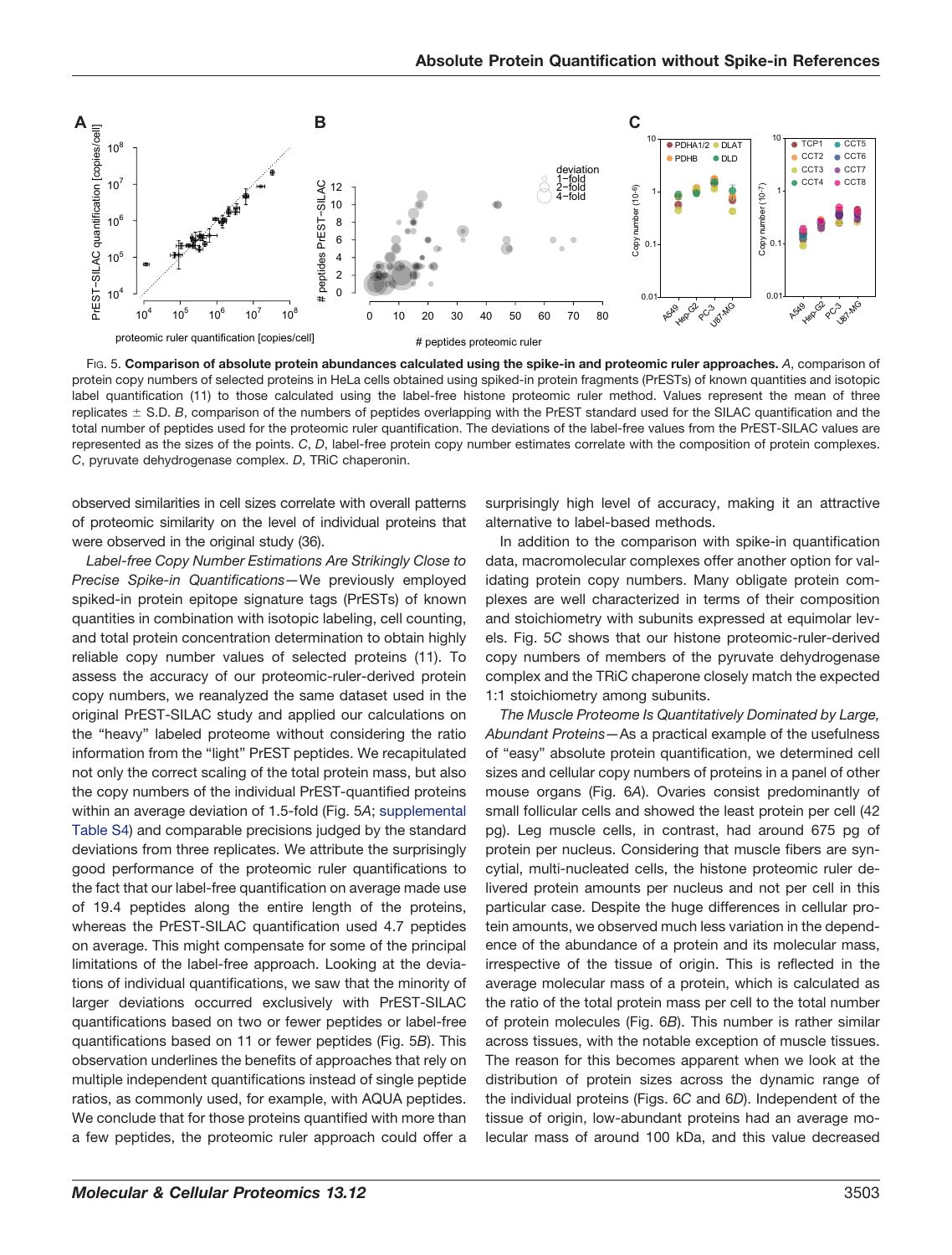Fig. 5. **Comparison of absolute protein abundances calculated using the spike-in and proteomic ruler approaches.** *A*, comparison of protein copy numbers of selected proteins in HeLa cells obtained using spiked-in protein fragments (PrESTs) of known quantities and isotopic label quantification (11) to those calculated using the label-free histone proteomic ruler method. Values represent the mean of three replicates ± S.D. *B*, comparison of the numbers of peptides overlapping with the PrEST standard used for the SILAC quantification and the total number of peptides used for the proteomic ruler quantification. The deviations of the label-free values from the PrEST-SILAC values are represented as the sizes of the points. *C*, *D*, label-free protein copy number estimates correlate with the composition of protein complexes. *C*, pyruvate dehydrogenase complex. *D*, TRiC chaperonin.

observed similarities in cell sizes correlate with overall patterns of proteomic similarity on the level of individual proteins that were observed in the original study (36).

*Label-free Copy Number Estimations Are Strikingly Close to Precise Spike-in Quantifications*—We previously employed spiked-in protein epitope signature tags (PrESTs) of known quantities in combination with isotopic labeling, cell counting, and total protein concentration determination to obtain highly reliable copy number values of selected proteins (11). To assess the accuracy of our proteomic-ruler-derived protein copy numbers, we reanalyzed the same dataset used in the original PrEST-SILAC study and applied our calculations on the "heavy" labeled proteome without considering the ratio information from the "light" PrEST peptides. We recapitulated not only the correct scaling of the total protein mass, but also the copy numbers of the individual PrEST-quantified proteins within an average deviation of 1.5-fold (Fig. 5*A*; supplemental Table S4) and comparable precisions judged by the standard deviations from three replicates. We attribute the surprisingly good performance of the proteomic ruler quantifications to the fact that our label-free quantification on average made use of 19.4 peptides along the entire length of the proteins, whereas the PrEST-SILAC quantification used 4.7 peptides on average. This might compensate for some of the principal limitations of the label-free approach. Looking at the deviations of individual quantifications, we saw that the minority of larger deviations occurred exclusively with PrEST-SILAC quantifications based on two or fewer peptides or label-free quantifications based on 11 or fewer peptides (Fig. 5*B*). This observation underlines the benefits of approaches that rely on multiple independent quantifications instead of single peptide ratios, as commonly used, for example, with AQUA peptides. We conclude that for those proteins quantified with more than a few peptides, the proteomic ruler approach could offer a surprisingly high level of accuracy, making it an attractive alternative to label-based methods.

In addition to the comparison with spike-in quantification data, macromolecular complexes offer another option for validating protein copy numbers. Many obligate protein complexes are well characterized in terms of their composition and stoichiometry with subunits expressed at equimolar levels. Fig. 5*C* shows that our histone proteomic-ruler-derived copy numbers of members of the pyruvate dehydrogenase complex and the TRiC chaperone closely match the expected 1:1 stoichiometry among subunits.

*The Muscle Proteome Is Quantitatively Dominated by Large, Abundant Proteins*—As a practical example of the usefulness of "easy" absolute protein quantification, we determined cell sizes and cellular copy numbers of proteins in a panel of other mouse organs (Fig. 6*A*). Ovaries consist predominantly of small follicular cells and showed the least protein per cell (42 pg). Leg muscle cells, in contrast, had around 675 pg of protein per nucleus. Considering that muscle fibers are syncytial, multi-nucleated cells, the histone proteomic ruler delivered protein amounts per nucleus and not per cell in this particular case. Despite the huge differences in cellular protein amounts, we observed much less variation in the dependence of the abundance of a protein and its molecular mass, irrespective of the tissue of origin. This is reflected in the average molecular mass of a protein, which is calculated as the ratio of the total protein mass per cell to the total number of protein molecules (Fig. 6*B*). This number is rather similar across tissues, with the notable exception of muscle tissues. The reason for this becomes apparent when we look at the distribution of protein sizes across the dynamic range of the individual proteins (Figs. 6*C* and 6*D*). Independent of the tissue of origin, low-abundant proteins had an average molecular mass of around 100 kDa, and this value decreased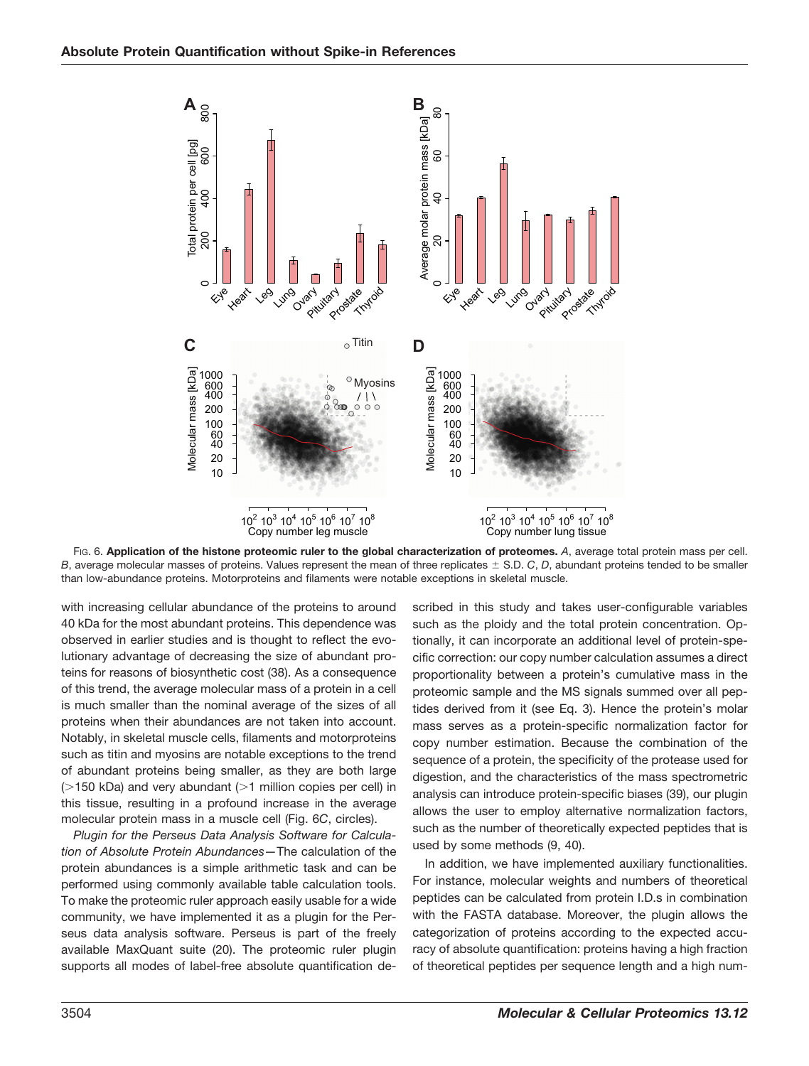FIG. 6. **Application of the histone proteomic ruler to the global characterization of proteomes.** *A*, average total protein mass per cell. *B*, average molecular masses of proteins. Values represent the mean of three replicates ± S.D. *C*, *D*, abundant proteins tended to be smaller than low-abundance proteins. Motorproteins and filaments were notable exceptions in skeletal muscle.

with increasing cellular abundance of the proteins to around 40 kDa for the most abundant proteins. This dependence was observed in earlier studies and is thought to reflect the evolutionary advantage of decreasing the size of abundant proteins for reasons of biosynthetic cost (38). As a consequence of this trend, the average molecular mass of a protein in a cell is much smaller than the nominal average of the sizes of all proteins when their abundances are not taken into account. Notably, in skeletal muscle cells, filaments and motorproteins such as titin and myosins are notable exceptions to the trend of abundant proteins being smaller, as they are both large (>150 kDa) and very abundant (>1 million copies per cell) in this tissue, resulting in a profound increase in the average molecular protein mass in a muscle cell (Fig. 6*C*, circles).

*Plugin for the Perseus Data Analysis Software for Calculation of Absolute Protein Abundances*—The calculation of the protein abundances is a simple arithmetic task and can be performed using commonly available table calculation tools. To make the proteomic ruler approach easily usable for a wide community, we have implemented it as a plugin for the Perseus data analysis software. Perseus is part of the freely available MaxQuant suite (20). The proteomic ruler plugin supports all modes of label-free absolute quantification described in this study and takes user-configurable variables such as the ploidy and the total protein concentration. Optionally, it can incorporate an additional level of protein-specific correction: our copy number calculation assumes a direct proportionality between a protein's cumulative mass in the proteomic sample and the MS signals summed over all peptides derived from it (see Eq. 3). Hence the protein's molar mass serves as a protein-specific normalization factor for copy number estimation. Because the combination of the sequence of a protein, the specificity of the protease used for digestion, and the characteristics of the mass spectrometric analysis can introduce protein-specific biases (39), our plugin allows the user to employ alternative normalization factors, such as the number of theoretically expected peptides that is used by some methods (9, 40).

In addition, we have implemented auxiliary functionalities. For instance, molecular weights and numbers of theoretical peptides can be calculated from protein I.D.s in combination with the FASTA database. Moreover, the plugin allows the categorization of proteins according to the expected accuracy of absolute quantification: proteins having a high fraction of theoretical peptides per sequence length and a high num-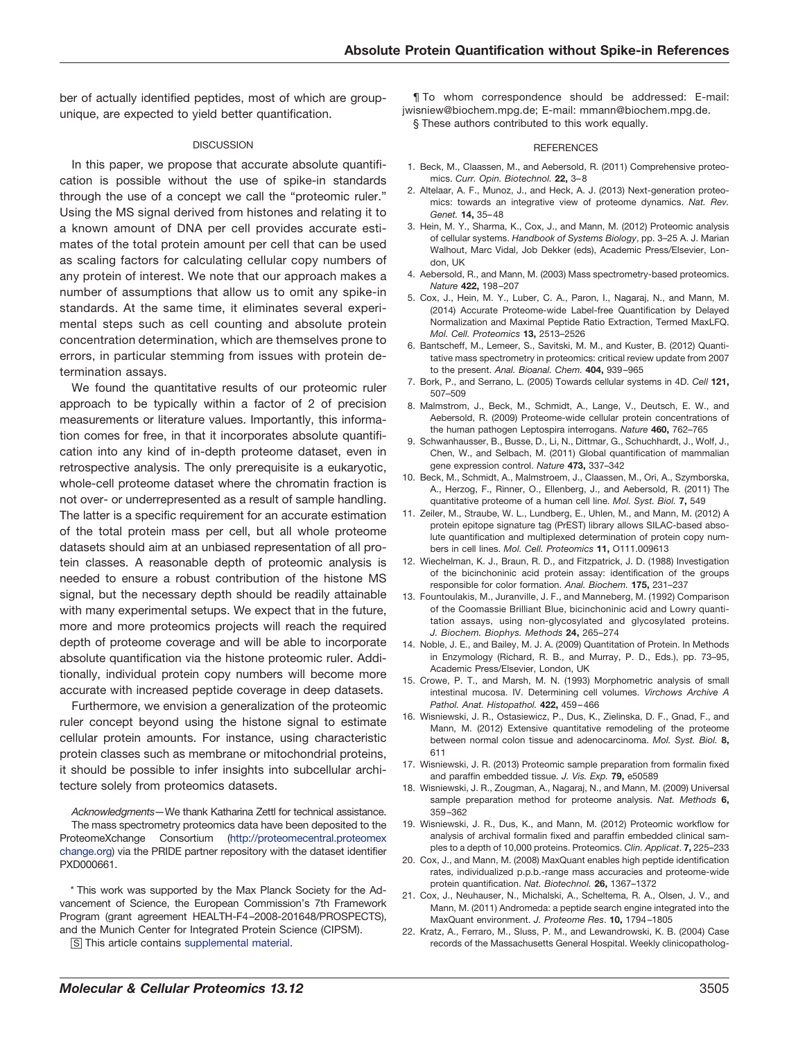ber of actually identified peptides, most of which are group-unique, are expected to yield better quantification.

## DISCUSSION

In this paper, we propose that accurate absolute quantification is possible without the use of spike-in standards through the use of a concept we call the "proteomic ruler." Using the MS signal derived from histones and relating it to a known amount of DNA per cell provides accurate estimates of the total protein amount per cell that can be used as scaling factors for calculating cellular copy numbers of any protein of interest. We note that our approach makes a number of assumptions that allow us to omit any spike-in standards. At the same time, it eliminates several experimental steps such as cell counting and absolute protein concentration determination, which are themselves prone to errors, in particular stemming from issues with protein determination assays.

We found the quantitative results of our proteomic ruler approach to be typically within a factor of 2 of precision measurements or literature values. Importantly, this information comes for free, in that it incorporates absolute quantification into any kind of in-depth proteome dataset, even in retrospective analysis. The only prerequisite is a eukaryotic, whole-cell proteome dataset where the chromatin fraction is not over- or underrepresented as a result of sample handling. The latter is a specific requirement for an accurate estimation of the total protein mass per cell, but all whole proteome datasets should aim at an unbiased representation of all protein classes. A reasonable depth of proteomic analysis is needed to ensure a robust contribution of the histone MS signal, but the necessary depth should be readily attainable with many experimental setups. We expect that in the future, more and more proteomics projects will reach the required depth of proteome coverage and will be able to incorporate absolute quantification via the histone proteomic ruler. Additionally, individual protein copy numbers will become more accurate with increased peptide coverage in deep datasets.

Furthermore, we envision a generalization of the proteomic ruler concept beyond using the histone signal to estimate cellular protein amounts. For instance, using characteristic protein classes such as membrane or mitochondrial proteins, it should be possible to infer insights into subcellular architecture solely from proteomics datasets.

*Acknowledgments*—We thank Katharina Zettl for technical assistance. The mass spectrometry proteomics data have been deposited to the ProteomeXchange Consortium (http://proteomecentral.proteomexchange.org) via the PRIDE partner repository with the dataset identifier PXD000661.

\* This work was supported by the Max Planck Society for the Advancement of Science, the European Commission's 7th Framework Program (grant agreement HEALTH-F4–2008-201648/PROSPECTS), and the Munich Center for Integrated Protein Science (CIPSM).

S This article contains supplemental material.

¶ To whom correspondence should be addressed: E-mail: jwisniew@biochem.mpg.de; E-mail: mmann@biochem.mpg.de.

§ These authors contributed to this work equally.

## REFERENCES

1. Beck, M., Claassen, M., and Aebersold, R. (2011) Comprehensive proteomics. *Curr. Opin. Biotechnol.* **22,** 3–8
2. Altelaar, A. F., Munoz, J., and Heck, A. J. (2013) Next-generation proteomics: towards an integrative view of proteome dynamics. *Nat. Rev. Genet.* **14,** 35–48
3. Hein, M. Y., Sharma, K., Cox, J., and Mann, M. (2012) Proteomic analysis of cellular systems. *Handbook of Systems Biology*, pp. 3–25 A. J. Marian Walhout, Marc Vidal, Job Dekker (eds), Academic Press/Elsevier, London, UK
4. Aebersold, R., and Mann, M. (2003) Mass spectrometry-based proteomics. *Nature* **422,** 198–207
5. Cox, J., Hein, M. Y., Luber, C. A., Paron, I., Nagaraj, N., and Mann, M. (2014) Accurate Proteome-wide Label-free Quantification by Delayed Normalization and Maximal Peptide Ratio Extraction, Termed MaxLFQ. *Mol. Cell. Proteomics* **13,** 2513–2526
6. Bantscheff, M., Lemeer, S., Savitski, M. M., and Kuster, B. (2012) Quantitative mass spectrometry in proteomics: critical review update from 2007 to the present. *Anal. Bioanal. Chem.* **404,** 939–965
7. Bork, P., and Serrano, L. (2005) Towards cellular systems in 4D. *Cell* **121,** 507–509
8. Malmstrom, J., Beck, M., Schmidt, A., Lange, V., Deutsch, E. W., and Aebersold, R. (2009) Proteome-wide cellular protein concentrations of the human pathogen Leptospira interrogans. *Nature* **460,** 762–765
9. Schwanhausser, B., Busse, D., Li, N., Dittmar, G., Schuchhardt, J., Wolf, J., Chen, W., and Selbach, M. (2011) Global quantification of mammalian gene expression control. *Nature* **473,** 337–342
10. Beck, M., Schmidt, A., Malmstroem, J., Claassen, M., Ori, A., Szymborska, A., Herzog, F., Rinner, O., Ellenberg, J., and Aebersold, R. (2011) The quantitative proteome of a human cell line. *Mol. Syst. Biol.* **7,** 549
11. Zeiler, M., Straube, W. L., Lundberg, E., Uhlen, M., and Mann, M. (2012) A protein epitope signature tag (PrEST) library allows SILAC-based absolute quantification and multiplexed determination of protein copy numbers in cell lines. *Mol. Cell. Proteomics* **11,** O111.009613
12. Wiechelman, K. J., Braun, R. D., and Fitzpatrick, J. D. (1988) Investigation of the bicinchoninic acid protein assay: identification of the groups responsible for color formation. *Anal. Biochem.* **175,** 231–237
13. Fountoulakis, M., Juranville, J. F., and Manneberg, M. (1992) Comparison of the Coomassie Brilliant Blue, bicinchoninic acid and Lowry quantitation assays, using non-glycosylated and glycosylated proteins. *J. Biochem. Biophys. Methods* **24,** 265–274
14. Noble, J. E., and Bailey, M. J. A. (2009) Quantitation of Protein. In Methods in Enzymology (Richard, R. B., and Murray, P. D., Eds.), pp. 73–95, Academic Press/Elsevier, London, UK
15. Crowe, P. T., and Marsh, M. N. (1993) Morphometric analysis of small intestinal mucosa. IV. Determining cell volumes. *Virchows Archive A Pathol. Anat. Histopathol.* **422,** 459–466
16. Wisniewski, J. R., Ostasiewicz, P., Dus, K., Zielinska, D. F., Gnad, F., and Mann, M. (2012) Extensive quantitative remodeling of the proteome between normal colon tissue and adenocarcinoma. *Mol. Syst. Biol.* **8,** 611
17. Wisniewski, J. R. (2013) Proteomic sample preparation from formalin fixed and paraffin embedded tissue. *J. Vis. Exp.* **79,** e50589
18. Wisniewski, J. R., Zougman, A., Nagaraj, N., and Mann, M. (2009) Universal sample preparation method for proteome analysis. *Nat. Methods* **6,** 359–362
19. Wisniewski, J. R., Dus, K., and Mann, M. (2012) Proteomic workflow for analysis of archival formalin fixed and paraffin embedded clinical samples to a depth of 10,000 proteins. Proteomics. *Clin. Applicat*. **7,** 225–233
20. Cox, J., and Mann, M. (2008) MaxQuant enables high peptide identification rates, individualized p.p.b.-range mass accuracies and proteome-wide protein quantification. *Nat. Biotechnol.* **26,** 1367–1372
21. Cox, J., Neuhauser, N., Michalski, A., Scheltema, R. A., Olsen, J. V., and Mann, M. (2011) Andromeda: a peptide search engine integrated into the MaxQuant environment. *J. Proteome Res*. **10,** 1794–1805
22. Kratz, A., Ferraro, M., Sluss, P. M., and Lewandrowski, K. B. (2004) Case records of the Massachusetts General Hospital. Weekly clinicopatholog-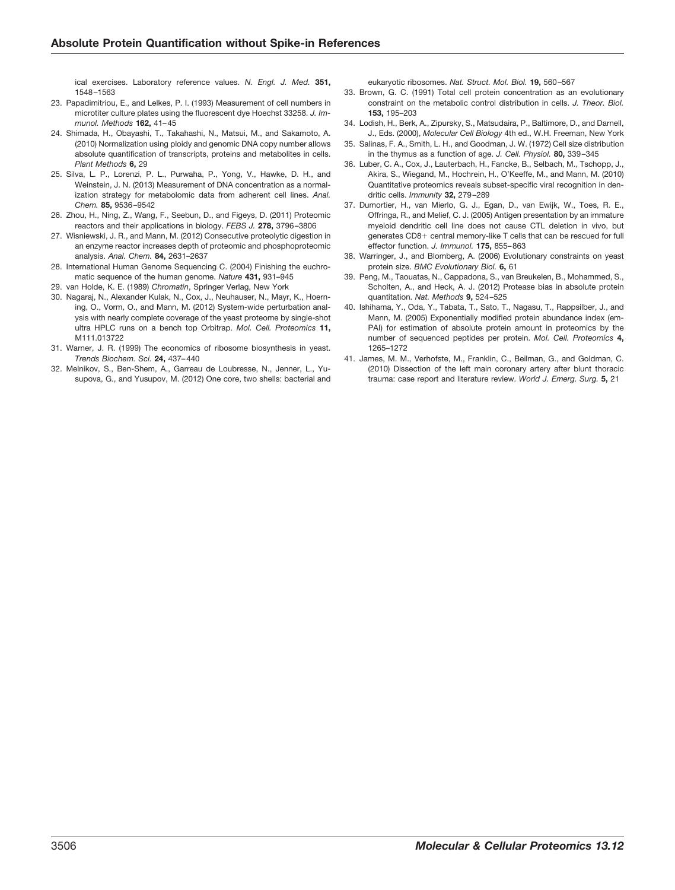ical exercises. Laboratory reference values. *N. Engl. J. Med.* **351,** 1548–1563

23. Papadimitriou, E., and Lelkes, P. I. (1993) Measurement of cell numbers in microtiter culture plates using the fluorescent dye Hoechst 33258. *J. Immunol. Methods* **162,** 41–45
24. Shimada, H., Obayashi, T., Takahashi, N., Matsui, M., and Sakamoto, A. (2010) Normalization using ploidy and genomic DNA copy number allows absolute quantification of transcripts, proteins and metabolites in cells. *Plant Methods* **6,** 29
25. Silva, L. P., Lorenzi, P. L., Purwaha, P., Yong, V., Hawke, D. H., and Weinstein, J. N. (2013) Measurement of DNA concentration as a normalization strategy for metabolomic data from adherent cell lines. *Anal. Chem.* **85,** 9536–9542
26. Zhou, H., Ning, Z., Wang, F., Seebun, D., and Figeys, D. (2011) Proteomic reactors and their applications in biology. *FEBS J.* **278,** 3796–3806
27. Wisniewski, J. R., and Mann, M. (2012) Consecutive proteolytic digestion in an enzyme reactor increases depth of proteomic and phosphoproteomic analysis. *Anal. Chem.* **84,** 2631–2637
28. International Human Genome Sequencing C. (2004) Finishing the euchromatic sequence of the human genome. *Nature* **431,** 931–945
29. van Holde, K. E. (1989) *Chromatin*, Springer Verlag, New York
30. Nagaraj, N., Alexander Kulak, N., Cox, J., Neuhauser, N., Mayr, K., Hoerning, O., Vorm, O., and Mann, M. (2012) System-wide perturbation analysis with nearly complete coverage of the yeast proteome by single-shot ultra HPLC runs on a bench top Orbitrap. *Mol. Cell. Proteomics* **11,** M111.013722
31. Warner, J. R. (1999) The economics of ribosome biosynthesis in yeast. *Trends Biochem. Sci.* **24,** 437–440
32. Melnikov, S., Ben-Shem, A., Garreau de Loubresse, N., Jenner, L., Yusupova, G., and Yusupov, M. (2012) One core, two shells: bacterial and eukaryotic ribosomes. *Nat. Struct. Mol. Biol.* **19,** 560–567
33. Brown, G. C. (1991) Total cell protein concentration as an evolutionary constraint on the metabolic control distribution in cells. *J. Theor. Biol.* **153,** 195–203
34. Lodish, H., Berk, A., Zipursky, S., Matsudaira, P., Baltimore, D., and Darnell, J., Eds. (2000), *Molecular Cell Biology* 4th ed., W.H. Freeman, New York
35. Salinas, F. A., Smith, L. H., and Goodman, J. W. (1972) Cell size distribution in the thymus as a function of age. *J. Cell. Physiol.* **80,** 339–345
36. Luber, C. A., Cox, J., Lauterbach, H., Fancke, B., Selbach, M., Tschopp, J., Akira, S., Wiegand, M., Hochrein, H., O'Keeffe, M., and Mann, M. (2010) Quantitative proteomics reveals subset-specific viral recognition in dendritic cells. *Immunity* **32,** 279–289
37. Dumortier, H., van Mierlo, G. J., Egan, D., van Ewijk, W., Toes, R. E., Offringa, R., and Melief, C. J. (2005) Antigen presentation by an immature myeloid dendritic cell line does not cause CTL deletion in vivo, but generates CD8+ central memory-like T cells that can be rescued for full effector function. *J. Immunol.* **175,** 855–863
38. Warringer, J., and Blomberg, A. (2006) Evolutionary constraints on yeast protein size. *BMC Evolutionary Biol.* **6,** 61
39. Peng, M., Taouatas, N., Cappadona, S., van Breukelen, B., Mohammed, S., Scholten, A., and Heck, A. J. (2012) Protease bias in absolute protein quantitation. *Nat. Methods* **9,** 524–525
40. Ishihama, Y., Oda, Y., Tabata, T., Sato, T., Nagasu, T., Rappsilber, J., and Mann, M. (2005) Exponentially modified protein abundance index (emPAI) for estimation of absolute protein amount in proteomics by the number of sequenced peptides per protein. *Mol. Cell. Proteomics* **4,** 1265–1272
41. James, M. M., Verhofste, M., Franklin, C., Beilman, G., and Goldman, C. (2010) Dissection of the left main coronary artery after blunt thoracic trauma: case report and literature review. *World J. Emerg. Surg.* **5,** 21